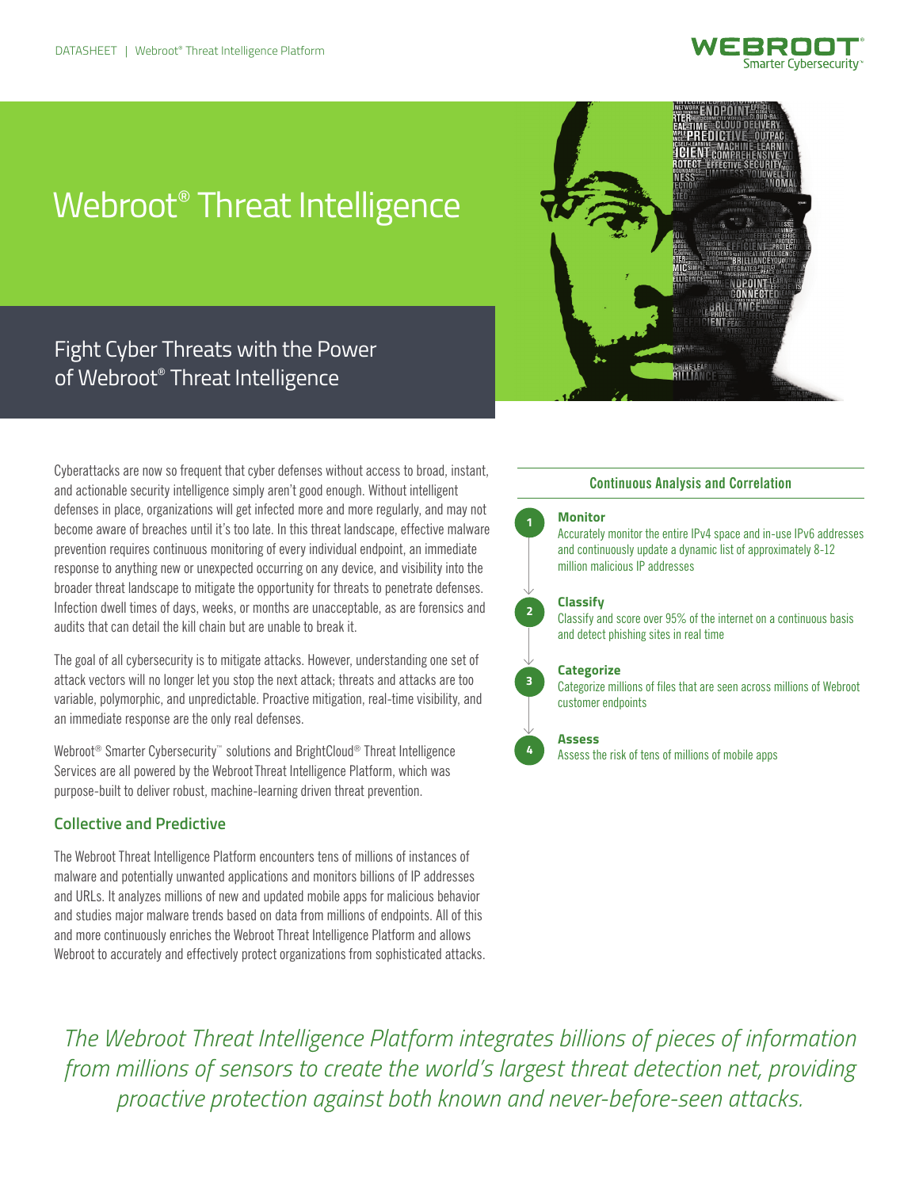# Webroot® Threat Intelligence

## Fight Cyber Threats with the Power of Webroot® Threat Intelligence

Cyberattacks are now so frequent that cyber defenses without access to broad, instant, and actionable security intelligence simply aren't good enough. Without intelligent defenses in place, organizations will get infected more and more regularly, and may not become aware of breaches until it's too late. In this threat landscape, effective malware prevention requires continuous monitoring of every individual endpoint, an immediate response to anything new or unexpected occurring on any device, and visibility into the broader threat landscape to mitigate the opportunity for threats to penetrate defenses. Infection dwell times of days, weeks, or months are unacceptable, as are forensics and audits that can detail the kill chain but are unable to break it.

The goal of all cybersecurity is to mitigate attacks. However, understanding one set of attack vectors will no longer let you stop the next attack; threats and attacks are too variable, polymorphic, and unpredictable. Proactive mitigation, real-time visibility, and an immediate response are the only real defenses.

Webroot® Smarter Cybersecurity™ solutions and BrightCloud® Threat Intelligence Services are all powered by the Webroot Threat Intelligence Platform, which was purpose-built to deliver robust, machine-learning driven threat prevention.

### Collective and Predictive

The Webroot Threat Intelligence Platform encounters tens of millions of instances of malware and potentially unwanted applications and monitors billions of IP addresses and URLs. It analyzes millions of new and updated mobile apps for malicious behavior and studies major malware trends based on data from millions of endpoints. All of this and more continuously enriches the Webroot Threat Intelligence Platform and allows Webroot to accurately and effectively protect organizations from sophisticated attacks.

### Continuous Analysis and Correlation

1. **Monitor**
   Accurately monitor the entire IPv4 space and in-use IPv6 addresses and continuously update a dynamic list of approximately 8-12 million malicious IP addresses
2. **Classify**
   Classify and score over 95% of the internet on a continuous basis and detect phishing sites in real time
3. **Categorize**
   Categorize millions of files that are seen across millions of Webroot customer endpoints
4. **Assess**
   Assess the risk of tens of millions of mobile apps

*The Webroot Threat Intelligence Platform integrates billions of pieces of information from millions of sensors to create the world's largest threat detection net, providing proactive protection against both known and never-before-seen attacks.*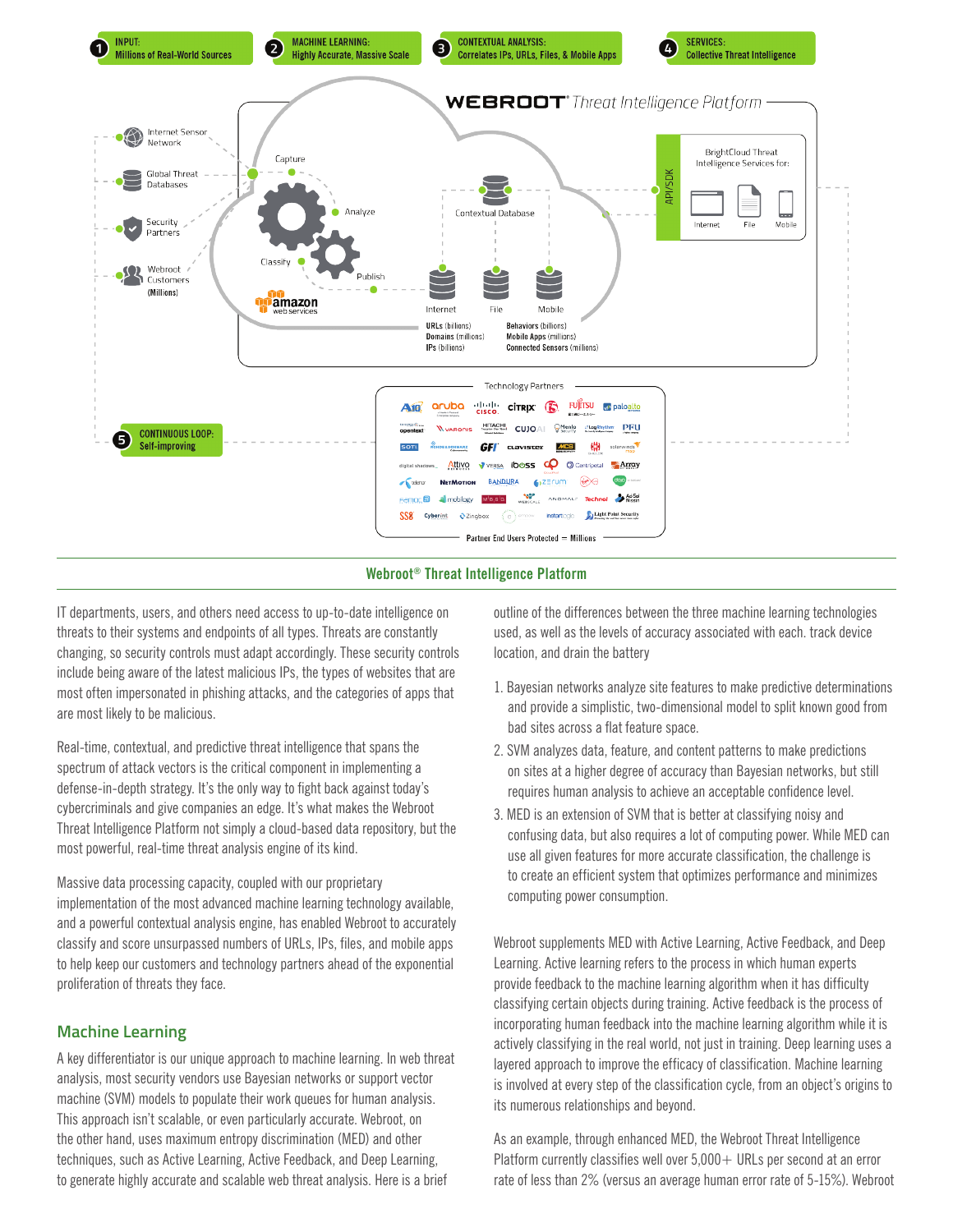**1** INPUT: Millions of Real-World Sources

**2** MACHINE LEARNING: Highly Accurate, Massive Scale

**3** CONTEXTUAL ANALYSIS: Correlates IPs, URLs, Files, & Mobile Apps

**4** SERVICES: Collective Threat Intelligence

WEBROOT Threat Intelligence Platform

Internet Sensor Network
Global Threat Databases
Security Partners
Webroot Customers (Millions)

Capture
Analyze
Classify
Publish

amazon web services

Contextual Database

Internet
URLs (billions)
Domains (millions)
IPs (billions)

File

Mobile
Behaviors (billions)
Mobile Apps (millions)
Connected Sensors (millions)

API/SDK

BrightCloud Threat Intelligence Services for:
Internet
File
Mobile

Technology Partners

Partner End Users Protected – Millions

**5** CONTINUOUS LOOP: Self-improving

**Webroot® Threat Intelligence Platform**

IT departments, users, and others need access to up-to-date intelligence on threats to their systems and endpoints of all types. Threats are constantly changing, so security controls must adapt accordingly. These security controls include being aware of the latest malicious IPs, the types of websites that are most often impersonated in phishing attacks, and the categories of apps that are most likely to be malicious.

Real-time, contextual, and predictive threat intelligence that spans the spectrum of attack vectors is the critical component in implementing a defense-in-depth strategy. It's the only way to fight back against today's cybercriminals and give companies an edge. It's what makes the Webroot Threat Intelligence Platform not simply a cloud-based data repository, but the most powerful, real-time threat analysis engine of its kind.

Massive data processing capacity, coupled with our proprietary implementation of the most advanced machine learning technology available, and a powerful contextual analysis engine, has enabled Webroot to accurately classify and score unsurpassed numbers of URLs, IPs, files, and mobile apps to help keep our customers and technology partners ahead of the exponential proliferation of threats they face.

## Machine Learning

A key differentiator is our unique approach to machine learning. In web threat analysis, most security vendors use Bayesian networks or support vector machine (SVM) models to populate their work queues for human analysis. This approach isn't scalable, or even particularly accurate. Webroot, on the other hand, uses maximum entropy discrimination (MED) and other techniques, such as Active Learning, Active Feedback, and Deep Learning, to generate highly accurate and scalable web threat analysis. Here is a brief outline of the differences between the three machine learning technologies used, as well as the levels of accuracy associated with each. track device location, and drain the battery

1. Bayesian networks analyze site features to make predictive determinations and provide a simplistic, two-dimensional model to split known good from bad sites across a flat feature space.
2. SVM analyzes data, feature, and content patterns to make predictions on sites at a higher degree of accuracy than Bayesian networks, but still requires human analysis to achieve an acceptable confidence level.
3. MED is an extension of SVM that is better at classifying noisy and confusing data, but also requires a lot of computing power. While MED can use all given features for more accurate classification, the challenge is to create an efficient system that optimizes performance and minimizes computing power consumption.

Webroot supplements MED with Active Learning, Active Feedback, and Deep Learning. Active learning refers to the process in which human experts provide feedback to the machine learning algorithm when it has difficulty classifying certain objects during training. Active feedback is the process of incorporating human feedback into the machine learning algorithm while it is actively classifying in the real world, not just in training. Deep learning uses a layered approach to improve the efficacy of classification. Machine learning is involved at every step of the classification cycle, from an object's origins to its numerous relationships and beyond.

As an example, through enhanced MED, the Webroot Threat Intelligence Platform currently classifies well over 5,000+ URLs per second at an error rate of less than 2% (versus an average human error rate of 5-15%). Webroot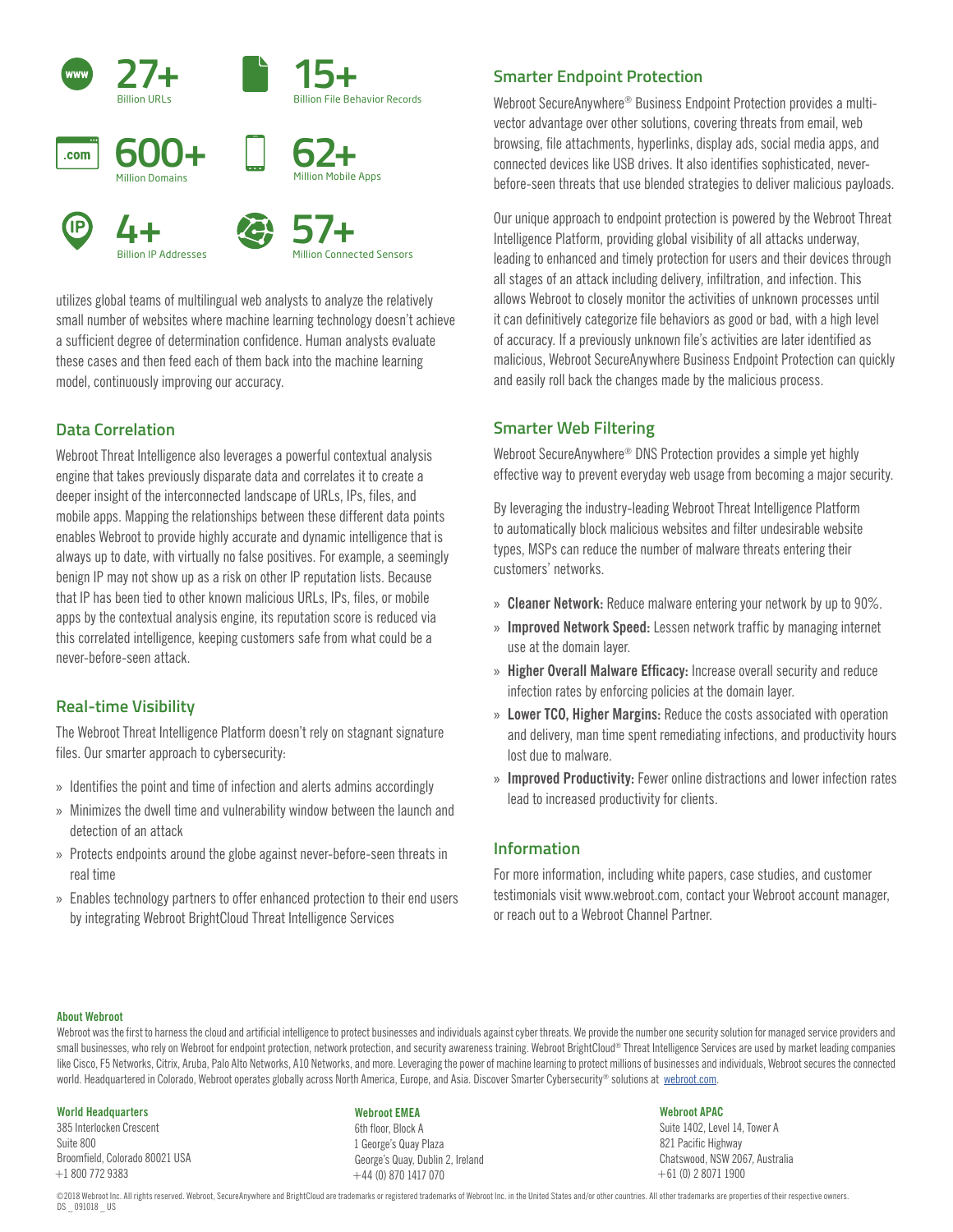27+
Billion URLs

15+
Billion File Behavior Records

600+
Million Domains

62+
Million Mobile Apps

4+
Billion IP Addresses

57+
Million Connected Sensors

utilizes global teams of multilingual web analysts to analyze the relatively small number of websites where machine learning technology doesn't achieve a sufficient degree of determination confidence. Human analysts evaluate these cases and then feed each of them back into the machine learning model, continuously improving our accuracy.

## Data Correlation

Webroot Threat Intelligence also leverages a powerful contextual analysis engine that takes previously disparate data and correlates it to create a deeper insight of the interconnected landscape of URLs, IPs, files, and mobile apps. Mapping the relationships between these different data points enables Webroot to provide highly accurate and dynamic intelligence that is always up to date, with virtually no false positives. For example, a seemingly benign IP may not show up as a risk on other IP reputation lists. Because that IP has been tied to other known malicious URLs, IPs, files, or mobile apps by the contextual analysis engine, its reputation score is reduced via this correlated intelligence, keeping customers safe from what could be a never-before-seen attack.

## Real-time Visibility

The Webroot Threat Intelligence Platform doesn't rely on stagnant signature files. Our smarter approach to cybersecurity:

- Identifies the point and time of infection and alerts admins accordingly
- Minimizes the dwell time and vulnerability window between the launch and detection of an attack
- Protects endpoints around the globe against never-before-seen threats in real time
- Enables technology partners to offer enhanced protection to their end users by integrating Webroot BrightCloud Threat Intelligence Services

## Smarter Endpoint Protection

Webroot SecureAnywhere® Business Endpoint Protection provides a multi-vector advantage over other solutions, covering threats from email, web browsing, file attachments, hyperlinks, display ads, social media apps, and connected devices like USB drives. It also identifies sophisticated, never-before-seen threats that use blended strategies to deliver malicious payloads.

Our unique approach to endpoint protection is powered by the Webroot Threat Intelligence Platform, providing global visibility of all attacks underway, leading to enhanced and timely protection for users and their devices through all stages of an attack including delivery, infiltration, and infection. This allows Webroot to closely monitor the activities of unknown processes until it can definitively categorize file behaviors as good or bad, with a high level of accuracy. If a previously unknown file's activities are later identified as malicious, Webroot SecureAnywhere Business Endpoint Protection can quickly and easily roll back the changes made by the malicious process.

## Smarter Web Filtering

Webroot SecureAnywhere® DNS Protection provides a simple yet highly effective way to prevent everyday web usage from becoming a major security.

By leveraging the industry-leading Webroot Threat Intelligence Platform to automatically block malicious websites and filter undesirable website types, MSPs can reduce the number of malware threats entering their customers' networks.

- **Cleaner Network:** Reduce malware entering your network by up to 90%.
- **Improved Network Speed:** Lessen network traffic by managing internet use at the domain layer.
- **Higher Overall Malware Efficacy:** Increase overall security and reduce infection rates by enforcing policies at the domain layer.
- **Lower TCO, Higher Margins:** Reduce the costs associated with operation and delivery, man time spent remediating infections, and productivity hours lost due to malware.
- **Improved Productivity:** Fewer online distractions and lower infection rates lead to increased productivity for clients.

## Information

For more information, including white papers, case studies, and customer testimonials visit www.webroot.com, contact your Webroot account manager, or reach out to a Webroot Channel Partner.

**About Webroot**

Webroot was the first to harness the cloud and artificial intelligence to protect businesses and individuals against cyber threats. We provide the number one security solution for managed service providers and small businesses, who rely on Webroot for endpoint protection, network protection, and security awareness training. Webroot BrightCloud® Threat Intelligence Services are used by market leading companies like Cisco, F5 Networks, Citrix, Aruba, Palo Alto Networks, A10 Networks, and more. Leveraging the power of machine learning to protect millions of businesses and individuals, Webroot secures the connected world. Headquartered in Colorado, Webroot operates globally across North America, Europe, and Asia. Discover Smarter Cybersecurity® solutions at webroot.com.

**World Headquarters**
385 Interlocken Crescent
Suite 800
Broomfield, Colorado 80021 USA
+1 800 772 9383

**Webroot EMEA**
6th floor, Block A
1 George's Quay Plaza
George's Quay, Dublin 2, Ireland
+44 (0) 870 1417 070

**Webroot APAC**
Suite 1402, Level 14, Tower A
821 Pacific Highway
Chatswood, NSW 2067, Australia
+61 (0) 2 8071 1900

©2018 Webroot Inc. All rights reserved. Webroot, SecureAnywhere and BrightCloud are trademarks or registered trademarks of Webroot Inc. in the United States and/or other countries. All other trademarks are properties of their respective owners.
DS _ 091018 _ US